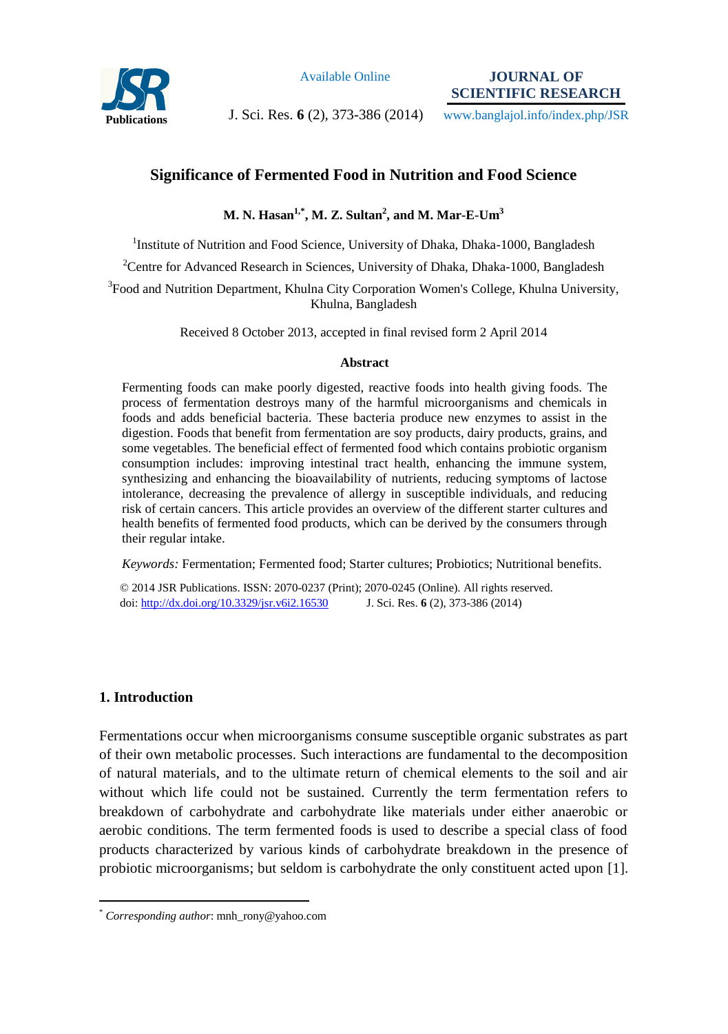# Significance of Fermented Food in Nutrition and Food Science

**M. N. Hasan[1,*], M. Z. Sultan[2], and M. Mar-E-Um[3]**

[1]Institute of Nutrition and Food Science, University of Dhaka, Dhaka-1000, Bangladesh

[2]Centre for Advanced Research in Sciences, University of Dhaka, Dhaka-1000, Bangladesh

[3]Food and Nutrition Department, Khulna City Corporation Women's College, Khulna University, Khulna, Bangladesh

Received 8 October 2013, accepted in final revised form 2 April 2014

## Abstract

Fermenting foods can make poorly digested, reactive foods into health giving foods. The process of fermentation destroys many of the harmful microorganisms and chemicals in foods and adds beneficial bacteria. These bacteria produce new enzymes to assist in the digestion. Foods that benefit from fermentation are soy products, dairy products, grains, and some vegetables. The beneficial effect of fermented food which contains probiotic organism consumption includes: improving intestinal tract health, enhancing the immune system, synthesizing and enhancing the bioavailability of nutrients, reducing symptoms of lactose intolerance, decreasing the prevalence of allergy in susceptible individuals, and reducing risk of certain cancers. This article provides an overview of the different starter cultures and health benefits of fermented food products, which can be derived by the consumers through their regular intake.

*Keywords:* Fermentation; Fermented food; Starter cultures; Probiotics; Nutritional benefits.

© 2014 JSR Publications. ISSN: 2070-0237 (Print); 2070-0245 (Online). All rights reserved.
doi: http://dx.doi.org/10.3329/jsr.v6i2.16530

## 1. Introduction

Fermentations occur when microorganisms consume susceptible organic substrates as part of their own metabolic processes. Such interactions are fundamental to the decomposition of natural materials, and to the ultimate return of chemical elements to the soil and air without which life could not be sustained. Currently the term fermentation refers to breakdown of carbohydrate and carbohydrate like materials under either anaerobic or aerobic conditions. The term fermented foods is used to describe a special class of food products characterized by various kinds of carbohydrate breakdown in the presence of probiotic microorganisms; but seldom is carbohydrate the only constituent acted upon [1].

* *Corresponding author*: mnh_rony@yahoo.com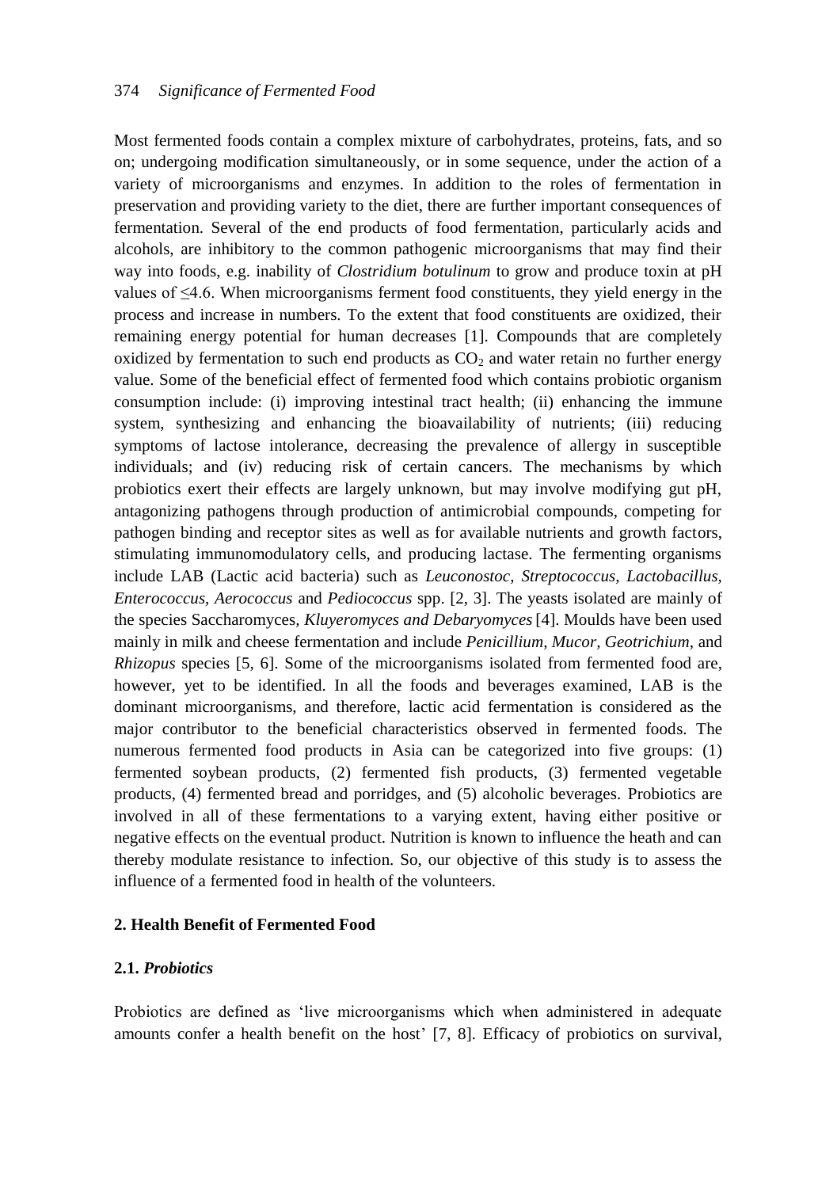Most fermented foods contain a complex mixture of carbohydrates, proteins, fats, and so on; undergoing modification simultaneously, or in some sequence, under the action of a variety of microorganisms and enzymes. In addition to the roles of fermentation in preservation and providing variety to the diet, there are further important consequences of fermentation. Several of the end products of food fermentation, particularly acids and alcohols, are inhibitory to the common pathogenic microorganisms that may find their way into foods, e.g. inability of *Clostridium botulinum* to grow and produce toxin at pH values of ≤4.6. When microorganisms ferment food constituents, they yield energy in the process and increase in numbers. To the extent that food constituents are oxidized, their remaining energy potential for human decreases [1]. Compounds that are completely oxidized by fermentation to such end products as $CO_2$ and water retain no further energy value. Some of the beneficial effect of fermented food which contains probiotic organism consumption include: (i) improving intestinal tract health; (ii) enhancing the immune system, synthesizing and enhancing the bioavailability of nutrients; (iii) reducing symptoms of lactose intolerance, decreasing the prevalence of allergy in susceptible individuals; and (iv) reducing risk of certain cancers. The mechanisms by which probiotics exert their effects are largely unknown, but may involve modifying gut pH, antagonizing pathogens through production of antimicrobial compounds, competing for pathogen binding and receptor sites as well as for available nutrients and growth factors, stimulating immunomodulatory cells, and producing lactase. The fermenting organisms include LAB (Lactic acid bacteria) such as *Leuconostoc, Streptococcus, Lactobacillus, Enterococcus, Aerococcus* and *Pediococcus* spp. [2, 3]. The yeasts isolated are mainly of the species Saccharomyces, *Kluyeromyces and Debaryomyces* [4]. Moulds have been used mainly in milk and cheese fermentation and include *Penicillium, Mucor, Geotrichium,* and *Rhizopus* species [5, 6]. Some of the microorganisms isolated from fermented food are, however, yet to be identified. In all the foods and beverages examined, LAB is the dominant microorganisms, and therefore, lactic acid fermentation is considered as the major contributor to the beneficial characteristics observed in fermented foods. The numerous fermented food products in Asia can be categorized into five groups: (1) fermented soybean products, (2) fermented fish products, (3) fermented vegetable products, (4) fermented bread and porridges, and (5) alcoholic beverages. Probiotics are involved in all of these fermentations to a varying extent, having either positive or negative effects on the eventual product. Nutrition is known to influence the heath and can thereby modulate resistance to infection. So, our objective of this study is to assess the influence of a fermented food in health of the volunteers.

## 2. Health Benefit of Fermented Food

### 2.1. *Probiotics*

Probiotics are defined as 'live microorganisms which when administered in adequate amounts confer a health benefit on the host' [7, 8]. Efficacy of probiotics on survival,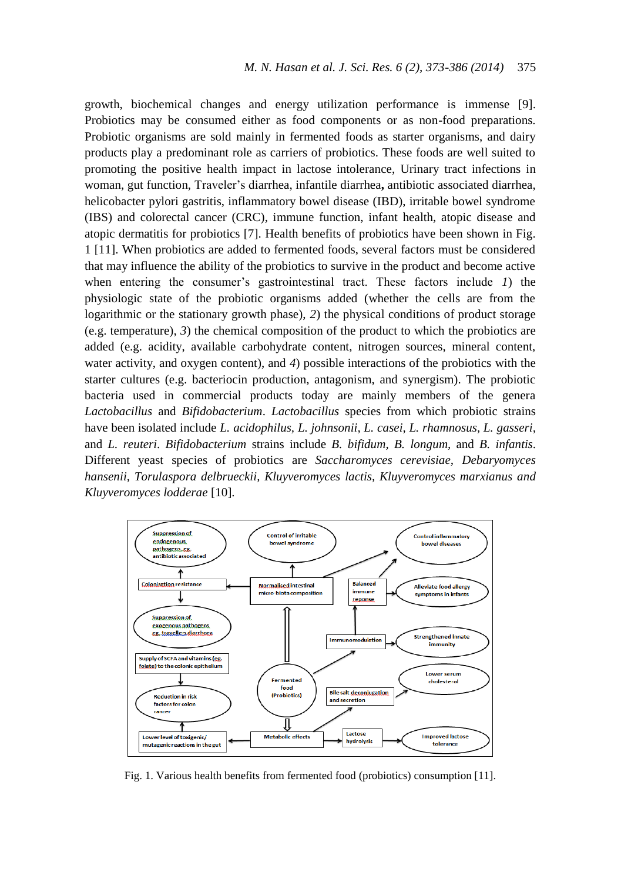growth, biochemical changes and energy utilization performance is immense [9]. Probiotics may be consumed either as food components or as non-food preparations. Probiotic organisms are sold mainly in fermented foods as starter organisms, and dairy products play a predominant role as carriers of probiotics. These foods are well suited to promoting the positive health impact in lactose intolerance, Urinary tract infections in woman, gut function, Traveler's diarrhea, infantile diarrhea**,** antibiotic associated diarrhea, helicobacter pylori gastritis, inflammatory bowel disease (IBD), irritable bowel syndrome (IBS) and colorectal cancer (CRC), immune function, infant health, atopic disease and atopic dermatitis for probiotics [7]. Health benefits of probiotics have been shown in Fig. 1 [11]. When probiotics are added to fermented foods, several factors must be considered that may influence the ability of the probiotics to survive in the product and become active when entering the consumer's gastrointestinal tract. These factors include *1*) the physiologic state of the probiotic organisms added (whether the cells are from the logarithmic or the stationary growth phase), *2*) the physical conditions of product storage (e.g. temperature), *3*) the chemical composition of the product to which the probiotics are added (e.g. acidity, available carbohydrate content, nitrogen sources, mineral content, water activity, and oxygen content), and *4*) possible interactions of the probiotics with the starter cultures (e.g. bacteriocin production, antagonism, and synergism). The probiotic bacteria used in commercial products today are mainly members of the genera *Lactobacillus* and *Bifidobacterium*. *Lactobacillus* species from which probiotic strains have been isolated include *L. acidophilus*, *L. johnsonii*, *L. casei*, *L. rhamnosus*, *L. gasseri*, and *L. reuteri*. *Bifidobacterium* strains include *B. bifidum*, *B. longum*, and *B. infantis*. Different yeast species of probiotics are *Saccharomyces cerevisiae*, *Debaryomyces hansenii*, *Torulaspora delbrueckii*, *Kluyveromyces lactis*, *Kluyveromyces marxianus and Kluyveromyces lodderae* [10].

Fig. 1. Various health benefits from fermented food (probiotics) consumption [11].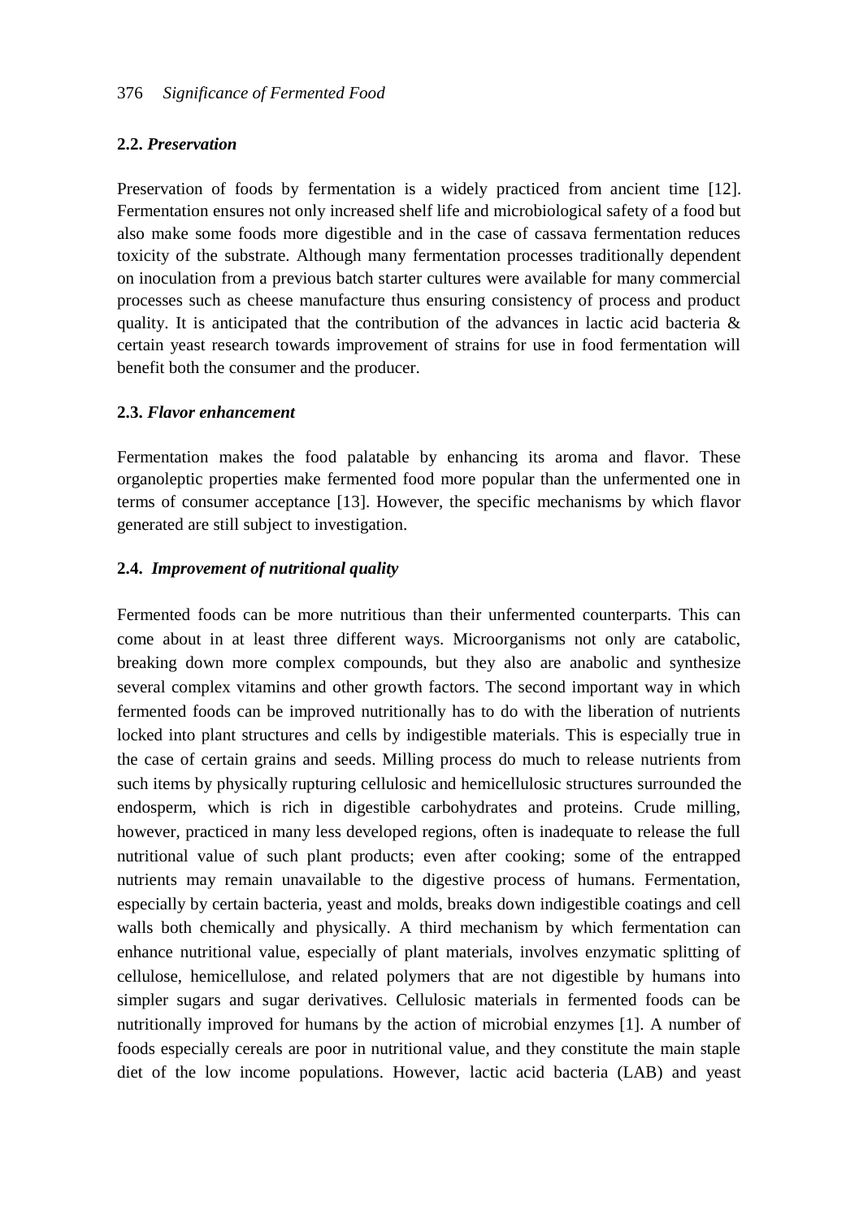### 2.2. *Preservation*

Preservation of foods by fermentation is a widely practiced from ancient time [12]. Fermentation ensures not only increased shelf life and microbiological safety of a food but also make some foods more digestible and in the case of cassava fermentation reduces toxicity of the substrate. Although many fermentation processes traditionally dependent on inoculation from a previous batch starter cultures were available for many commercial processes such as cheese manufacture thus ensuring consistency of process and product quality. It is anticipated that the contribution of the advances in lactic acid bacteria & certain yeast research towards improvement of strains for use in food fermentation will benefit both the consumer and the producer.

### 2.3. *Flavor enhancement*

Fermentation makes the food palatable by enhancing its aroma and flavor. These organoleptic properties make fermented food more popular than the unfermented one in terms of consumer acceptance [13]. However, the specific mechanisms by which flavor generated are still subject to investigation.

### 2.4. *Improvement of nutritional quality*

Fermented foods can be more nutritious than their unfermented counterparts. This can come about in at least three different ways. Microorganisms not only are catabolic, breaking down more complex compounds, but they also are anabolic and synthesize several complex vitamins and other growth factors. The second important way in which fermented foods can be improved nutritionally has to do with the liberation of nutrients locked into plant structures and cells by indigestible materials. This is especially true in the case of certain grains and seeds. Milling process do much to release nutrients from such items by physically rupturing cellulosic and hemicellulosic structures surrounded the endosperm, which is rich in digestible carbohydrates and proteins. Crude milling, however, practiced in many less developed regions, often is inadequate to release the full nutritional value of such plant products; even after cooking; some of the entrapped nutrients may remain unavailable to the digestive process of humans. Fermentation, especially by certain bacteria, yeast and molds, breaks down indigestible coatings and cell walls both chemically and physically. A third mechanism by which fermentation can enhance nutritional value, especially of plant materials, involves enzymatic splitting of cellulose, hemicellulose, and related polymers that are not digestible by humans into simpler sugars and sugar derivatives. Cellulosic materials in fermented foods can be nutritionally improved for humans by the action of microbial enzymes [1]. A number of foods especially cereals are poor in nutritional value, and they constitute the main staple diet of the low income populations. However, lactic acid bacteria (LAB) and yeast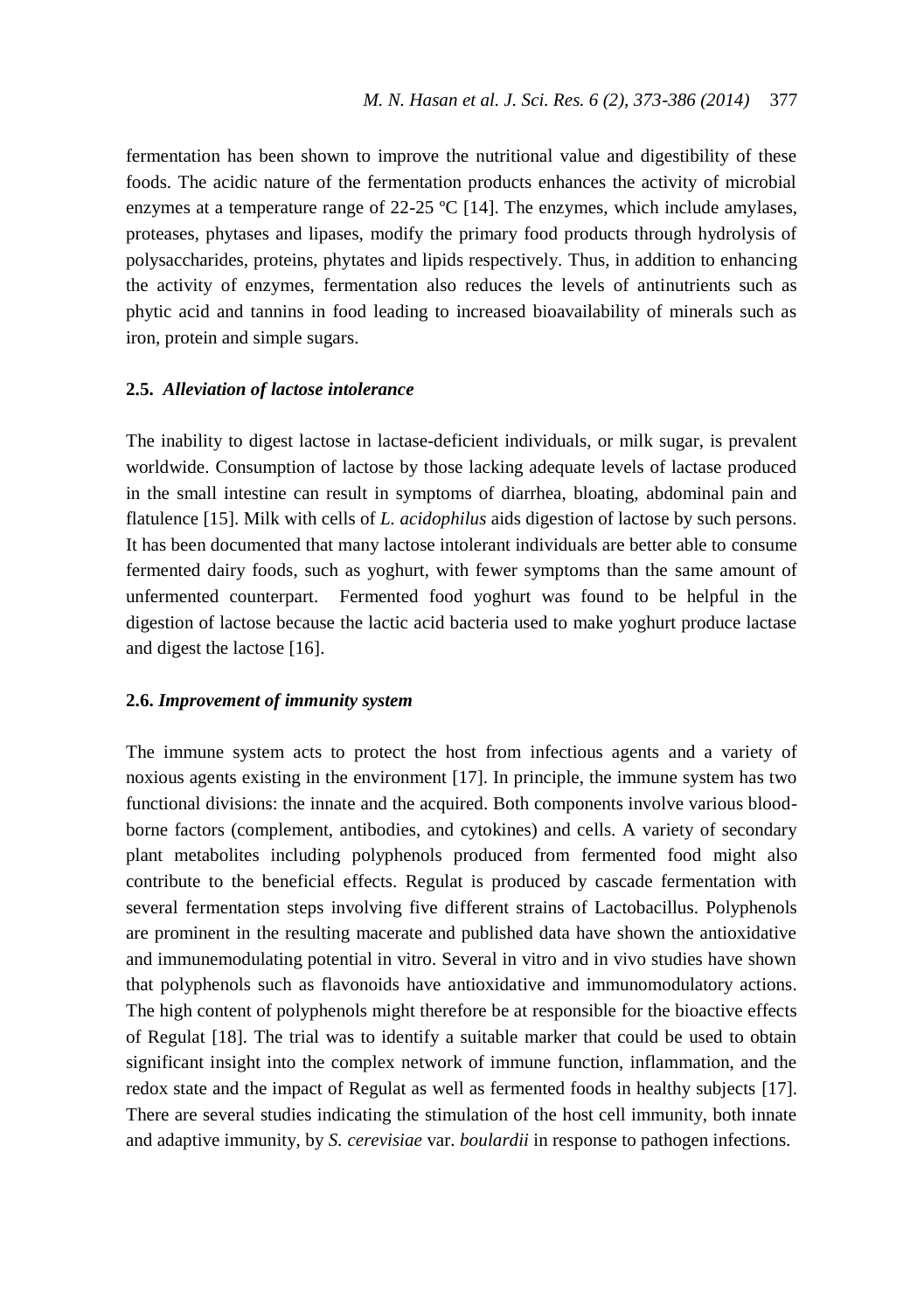fermentation has been shown to improve the nutritional value and digestibility of these foods. The acidic nature of the fermentation products enhances the activity of microbial enzymes at a temperature range of 22-25 ºC [14]. The enzymes, which include amylases, proteases, phytases and lipases, modify the primary food products through hydrolysis of polysaccharides, proteins, phytates and lipids respectively. Thus, in addition to enhancing the activity of enzymes, fermentation also reduces the levels of antinutrients such as phytic acid and tannins in food leading to increased bioavailability of minerals such as iron, protein and simple sugars.

### 2.5. *Alleviation of lactose intolerance*

The inability to digest lactose in lactase-deficient individuals, or milk sugar, is prevalent worldwide. Consumption of lactose by those lacking adequate levels of lactase produced in the small intestine can result in symptoms of diarrhea, bloating, abdominal pain and flatulence [15]. Milk with cells of *L. acidophilus* aids digestion of lactose by such persons. It has been documented that many lactose intolerant individuals are better able to consume fermented dairy foods, such as yoghurt, with fewer symptoms than the same amount of unfermented counterpart. Fermented food yoghurt was found to be helpful in the digestion of lactose because the lactic acid bacteria used to make yoghurt produce lactase and digest the lactose [16].

### 2.6. *Improvement of immunity system*

The immune system acts to protect the host from infectious agents and a variety of noxious agents existing in the environment [17]. In principle, the immune system has two functional divisions: the innate and the acquired. Both components involve various blood-borne factors (complement, antibodies, and cytokines) and cells. A variety of secondary plant metabolites including polyphenols produced from fermented food might also contribute to the beneficial effects. Regulat is produced by cascade fermentation with several fermentation steps involving five different strains of Lactobacillus. Polyphenols are prominent in the resulting macerate and published data have shown the antioxidative and immunemodulating potential in vitro. Several in vitro and in vivo studies have shown that polyphenols such as flavonoids have antioxidative and immunomodulatory actions. The high content of polyphenols might therefore be at responsible for the bioactive effects of Regulat [18]. The trial was to identify a suitable marker that could be used to obtain significant insight into the complex network of immune function, inflammation, and the redox state and the impact of Regulat as well as fermented foods in healthy subjects [17]. There are several studies indicating the stimulation of the host cell immunity, both innate and adaptive immunity, by *S. cerevisiae* var. *boulardii* in response to pathogen infections.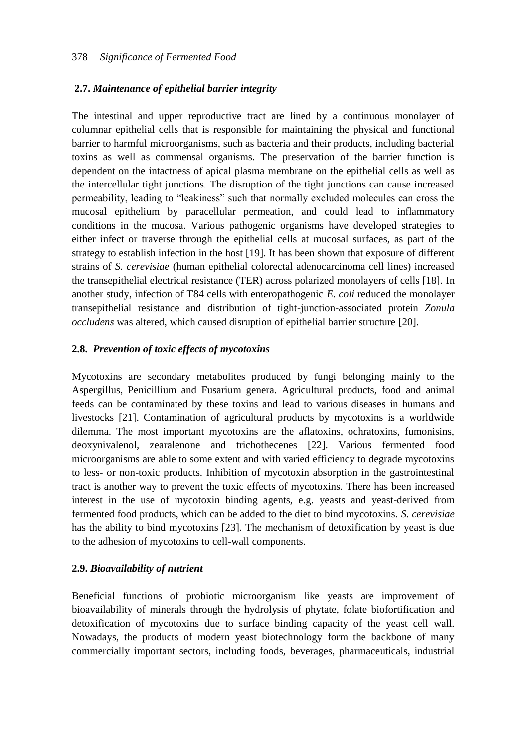### **2.7.** ***Maintenance of epithelial barrier integrity***

The intestinal and upper reproductive tract are lined by a continuous monolayer of columnar epithelial cells that is responsible for maintaining the physical and functional barrier to harmful microorganisms, such as bacteria and their products, including bacterial toxins as well as commensal organisms. The preservation of the barrier function is dependent on the intactness of apical plasma membrane on the epithelial cells as well as the intercellular tight junctions. The disruption of the tight junctions can cause increased permeability, leading to "leakiness" such that normally excluded molecules can cross the mucosal epithelium by paracellular permeation, and could lead to inflammatory conditions in the mucosa. Various pathogenic organisms have developed strategies to either infect or traverse through the epithelial cells at mucosal surfaces, as part of the strategy to establish infection in the host [19]. It has been shown that exposure of different strains of *S. cerevisiae* (human epithelial colorectal adenocarcinoma cell lines) increased the transepithelial electrical resistance (TER) across polarized monolayers of cells [18]. In another study, infection of T84 cells with enteropathogenic *E. coli* reduced the monolayer transepithelial resistance and distribution of tight-junction-associated protein *Zonula occludens* was altered, which caused disruption of epithelial barrier structure [20].

### **2.8.** ***Prevention of toxic effects of mycotoxins***

Mycotoxins are secondary metabolites produced by fungi belonging mainly to the Aspergillus, Penicillium and Fusarium genera. Agricultural products, food and animal feeds can be contaminated by these toxins and lead to various diseases in humans and livestocks [21]. Contamination of agricultural products by mycotoxins is a worldwide dilemma. The most important mycotoxins are the aflatoxins, ochratoxins, fumonisins, deoxynivalenol, zearalenone and trichothecenes [22]. Various fermented food microorganisms are able to some extent and with varied efficiency to degrade mycotoxins to less- or non-toxic products. Inhibition of mycotoxin absorption in the gastrointestinal tract is another way to prevent the toxic effects of mycotoxins. There has been increased interest in the use of mycotoxin binding agents, e.g. yeasts and yeast-derived from fermented food products, which can be added to the diet to bind mycotoxins. *S. cerevisiae* has the ability to bind mycotoxins [23]. The mechanism of detoxification by yeast is due to the adhesion of mycotoxins to cell-wall components.

### **2.9.** ***Bioavailability of nutrient***

Beneficial functions of probiotic microorganism like yeasts are improvement of bioavailability of minerals through the hydrolysis of phytate, folate biofortification and detoxification of mycotoxins due to surface binding capacity of the yeast cell wall. Nowadays, the products of modern yeast biotechnology form the backbone of many commercially important sectors, including foods, beverages, pharmaceuticals, industrial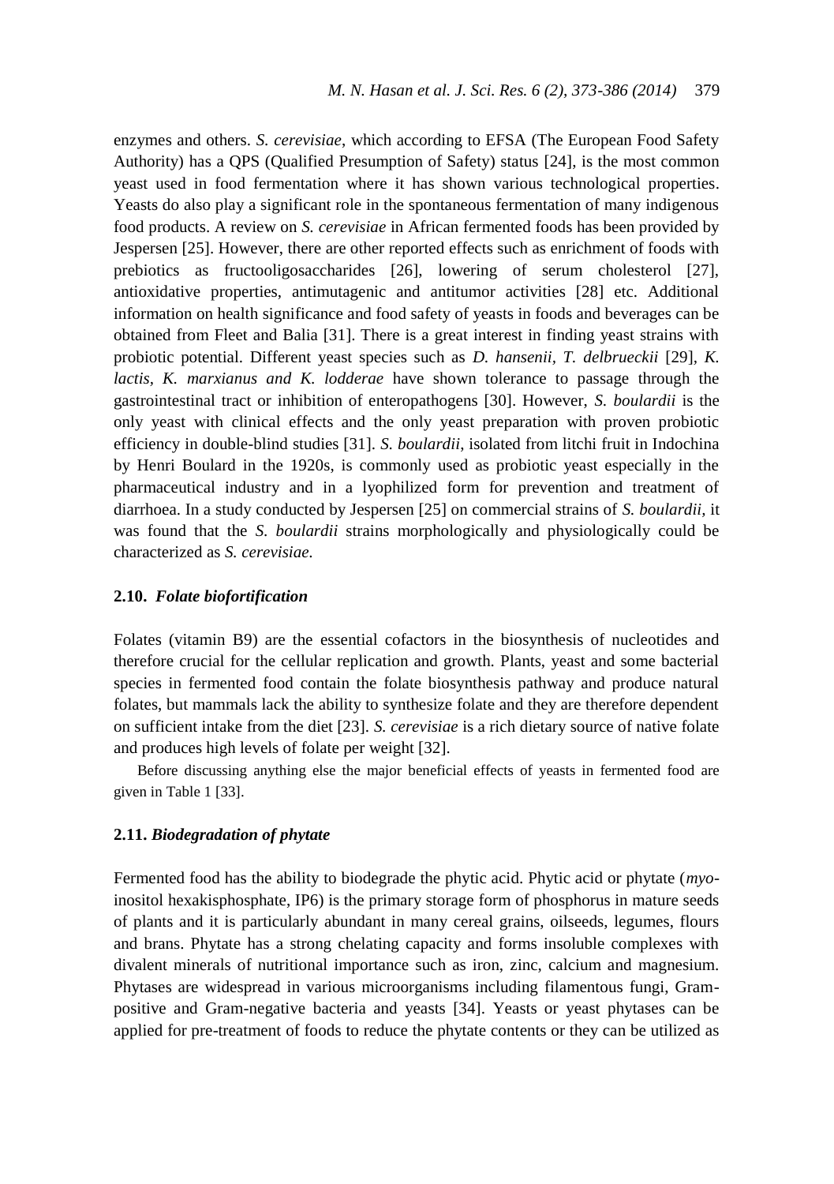enzymes and others. *S. cerevisiae*, which according to EFSA (The European Food Safety Authority) has a QPS (Qualified Presumption of Safety) status [24], is the most common yeast used in food fermentation where it has shown various technological properties. Yeasts do also play a significant role in the spontaneous fermentation of many indigenous food products. A review on *S. cerevisiae* in African fermented foods has been provided by Jespersen [25]. However, there are other reported effects such as enrichment of foods with prebiotics as fructooligosaccharides [26], lowering of serum cholesterol [27], antioxidative properties, antimutagenic and antitumor activities [28] etc. Additional information on health significance and food safety of yeasts in foods and beverages can be obtained from Fleet and Balia [31]. There is a great interest in finding yeast strains with probiotic potential. Different yeast species such as *D. hansenii*, *T. delbrueckii* [29], *K. lactis, K. marxianus and K. lodderae* have shown tolerance to passage through the gastrointestinal tract or inhibition of enteropathogens [30]. However, *S. boulardii* is the only yeast with clinical effects and the only yeast preparation with proven probiotic efficiency in double-blind studies [31]. *S. boulardii*, isolated from litchi fruit in Indochina by Henri Boulard in the 1920s, is commonly used as probiotic yeast especially in the pharmaceutical industry and in a lyophilized form for prevention and treatment of diarrhoea. In a study conducted by Jespersen [25] on commercial strains of *S. boulardii*, it was found that the *S. boulardii* strains morphologically and physiologically could be characterized as *S. cerevisiae*.

### 2.10. *Folate biofortification*

Folates (vitamin B9) are the essential cofactors in the biosynthesis of nucleotides and therefore crucial for the cellular replication and growth. Plants, yeast and some bacterial species in fermented food contain the folate biosynthesis pathway and produce natural folates, but mammals lack the ability to synthesize folate and they are therefore dependent on sufficient intake from the diet [23]. *S. cerevisiae* is a rich dietary source of native folate and produces high levels of folate per weight [32].

Before discussing anything else the major beneficial effects of yeasts in fermented food are given in Table 1 [33].

### 2.11. *Biodegradation of phytate*

Fermented food has the ability to biodegrade the phytic acid. Phytic acid or phytate (*myo*-inositol hexakisphosphate, IP6) is the primary storage form of phosphorus in mature seeds of plants and it is particularly abundant in many cereal grains, oilseeds, legumes, flours and brans. Phytate has a strong chelating capacity and forms insoluble complexes with divalent minerals of nutritional importance such as iron, zinc, calcium and magnesium. Phytases are widespread in various microorganisms including filamentous fungi, Gram-positive and Gram-negative bacteria and yeasts [34]. Yeasts or yeast phytases can be applied for pre-treatment of foods to reduce the phytate contents or they can be utilized as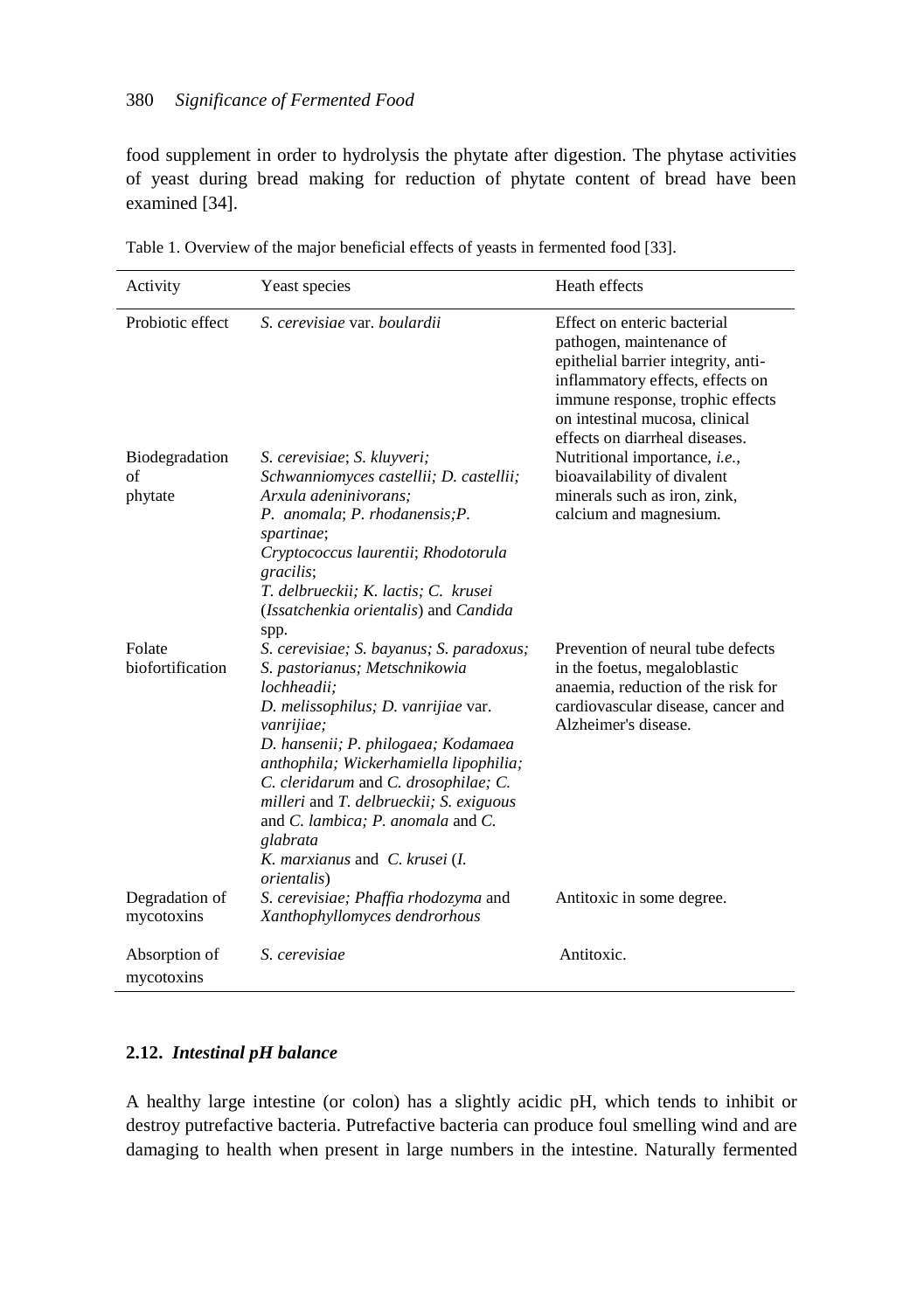food supplement in order to hydrolysis the phytate after digestion. The phytase activities of yeast during bread making for reduction of phytate content of bread have been examined [34].

Table 1. Overview of the major beneficial effects of yeasts in fermented food [33].

| Activity | Yeast species | Heath effects |
|---|---|---|
| Probiotic effect | *S. cerevisiae* var. *boulardii* | Effect on enteric bacterial pathogen, maintenance of epithelial barrier integrity, anti-inflammatory effects, effects on immune response, trophic effects on intestinal mucosa, clinical effects on diarrheal diseases. |
| Biodegradation of phytate | *S. cerevisiae*; *S. kluyveri; Schwanniomyces castellii; D. castellii; Arxula adeninivorans; P. anomala*; *P. rhodanensis;P. spartinae*; *Cryptococcus laurentii*; *Rhodotorula gracilis*; *T. delbrueckii; K. lactis; C. krusei* (*Issatchenkia orientalis*) and *Candida* spp. | Nutritional importance, *i.e.*, bioavailability of divalent minerals such as iron, zink, calcium and magnesium. |
| Folate biofortification | *S. cerevisiae; S. bayanus; S. paradoxus; S. pastorianus; Metschnikowia lochheadii; D. melissophilus; D. vanrijiae* var. *vanrijiae; D. hansenii; P. philogaea; Kodamaea anthophila; Wickerhamiella lipophilia; C. cleridarum* and *C. drosophilae; C. milleri* and *T. delbrueckii; S. exiguous* and *C. lambica; P. anomala* and *C. glabrata* *K. marxianus* and *C. krusei* (*I. orientalis*) | Prevention of neural tube defects in the foetus, megaloblastic anaemia, reduction of the risk for cardiovascular disease, cancer and Alzheimer's disease. |
| Degradation of mycotoxins | *S. cerevisiae; Phaffia rhodozyma* and *Xanthophyllomyces dendrorhous* | Antitoxic in some degree. |
| Absorption of mycotoxins | *S. cerevisiae* | Antitoxic. |

### 2.12. *Intestinal pH balance*

A healthy large intestine (or colon) has a slightly acidic pH, which tends to inhibit or destroy putrefactive bacteria. Putrefactive bacteria can produce foul smelling wind and are damaging to health when present in large numbers in the intestine. Naturally fermented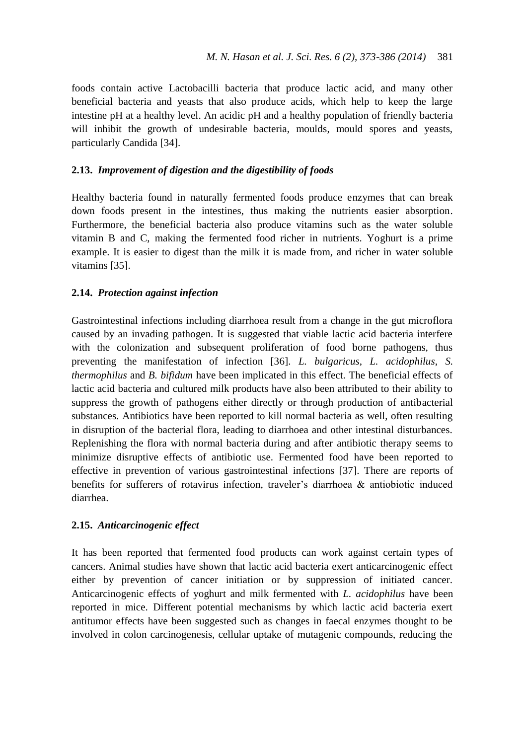foods contain active Lactobacilli bacteria that produce lactic acid, and many other beneficial bacteria and yeasts that also produce acids, which help to keep the large intestine pH at a healthy level. An acidic pH and a healthy population of friendly bacteria will inhibit the growth of undesirable bacteria, moulds, mould spores and yeasts, particularly Candida [34].

### 2.13. *Improvement of digestion and the digestibility of foods*

Healthy bacteria found in naturally fermented foods produce enzymes that can break down foods present in the intestines, thus making the nutrients easier absorption. Furthermore, the beneficial bacteria also produce vitamins such as the water soluble vitamin B and C, making the fermented food richer in nutrients. Yoghurt is a prime example. It is easier to digest than the milk it is made from, and richer in water soluble vitamins [35].

### 2.14. *Protection against infection*

Gastrointestinal infections including diarrhoea result from a change in the gut microflora caused by an invading pathogen. It is suggested that viable lactic acid bacteria interfere with the colonization and subsequent proliferation of food borne pathogens, thus preventing the manifestation of infection [36]. *L. bulgaricus*, *L. acidophilus*, *S. thermophilus* and *B. bifidum* have been implicated in this effect. The beneficial effects of lactic acid bacteria and cultured milk products have also been attributed to their ability to suppress the growth of pathogens either directly or through production of antibacterial substances. Antibiotics have been reported to kill normal bacteria as well, often resulting in disruption of the bacterial flora, leading to diarrhoea and other intestinal disturbances. Replenishing the flora with normal bacteria during and after antibiotic therapy seems to minimize disruptive effects of antibiotic use. Fermented food have been reported to effective in prevention of various gastrointestinal infections [37]. There are reports of benefits for sufferers of rotavirus infection, traveler's diarrhoea & antiobiotic induced diarrhea.

### 2.15. *Anticarcinogenic effect*

It has been reported that fermented food products can work against certain types of cancers. Animal studies have shown that lactic acid bacteria exert anticarcinogenic effect either by prevention of cancer initiation or by suppression of initiated cancer. Anticarcinogenic effects of yoghurt and milk fermented with *L. acidophilus* have been reported in mice. Different potential mechanisms by which lactic acid bacteria exert antitumor effects have been suggested such as changes in faecal enzymes thought to be involved in colon carcinogenesis, cellular uptake of mutagenic compounds, reducing the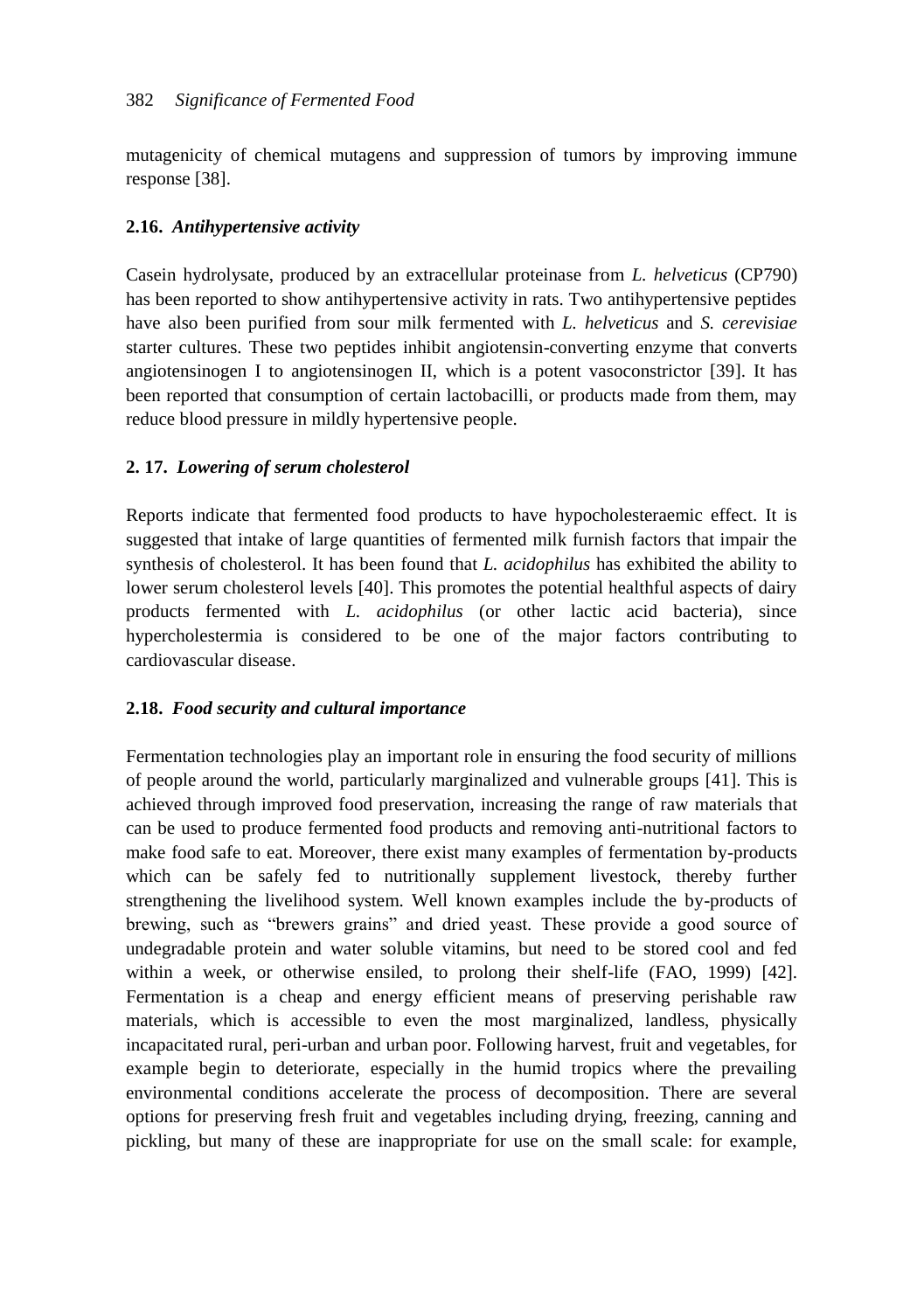mutagenicity of chemical mutagens and suppression of tumors by improving immune response [38].

### 2.16. *Antihypertensive activity*

Casein hydrolysate, produced by an extracellular proteinase from *L. helveticus* (CP790) has been reported to show antihypertensive activity in rats. Two antihypertensive peptides have also been purified from sour milk fermented with *L. helveticus* and *S. cerevisiae* starter cultures. These two peptides inhibit angiotensin-converting enzyme that converts angiotensinogen I to angiotensinogen II, which is a potent vasoconstrictor [39]. It has been reported that consumption of certain lactobacilli, or products made from them, may reduce blood pressure in mildly hypertensive people.

### 2. 17. *Lowering of serum cholesterol*

Reports indicate that fermented food products to have hypocholesteraemic effect. It is suggested that intake of large quantities of fermented milk furnish factors that impair the synthesis of cholesterol. It has been found that *L. acidophilus* has exhibited the ability to lower serum cholesterol levels [40]. This promotes the potential healthful aspects of dairy products fermented with *L. acidophilus* (or other lactic acid bacteria), since hypercholestermia is considered to be one of the major factors contributing to cardiovascular disease.

### 2.18. *Food security and cultural importance*

Fermentation technologies play an important role in ensuring the food security of millions of people around the world, particularly marginalized and vulnerable groups [41]. This is achieved through improved food preservation, increasing the range of raw materials that can be used to produce fermented food products and removing anti-nutritional factors to make food safe to eat. Moreover, there exist many examples of fermentation by-products which can be safely fed to nutritionally supplement livestock, thereby further strengthening the livelihood system. Well known examples include the by-products of brewing, such as "brewers grains" and dried yeast. These provide a good source of undegradable protein and water soluble vitamins, but need to be stored cool and fed within a week, or otherwise ensiled, to prolong their shelf-life (FAO, 1999) [42]. Fermentation is a cheap and energy efficient means of preserving perishable raw materials, which is accessible to even the most marginalized, landless, physically incapacitated rural, peri-urban and urban poor. Following harvest, fruit and vegetables, for example begin to deteriorate, especially in the humid tropics where the prevailing environmental conditions accelerate the process of decomposition. There are several options for preserving fresh fruit and vegetables including drying, freezing, canning and pickling, but many of these are inappropriate for use on the small scale: for example,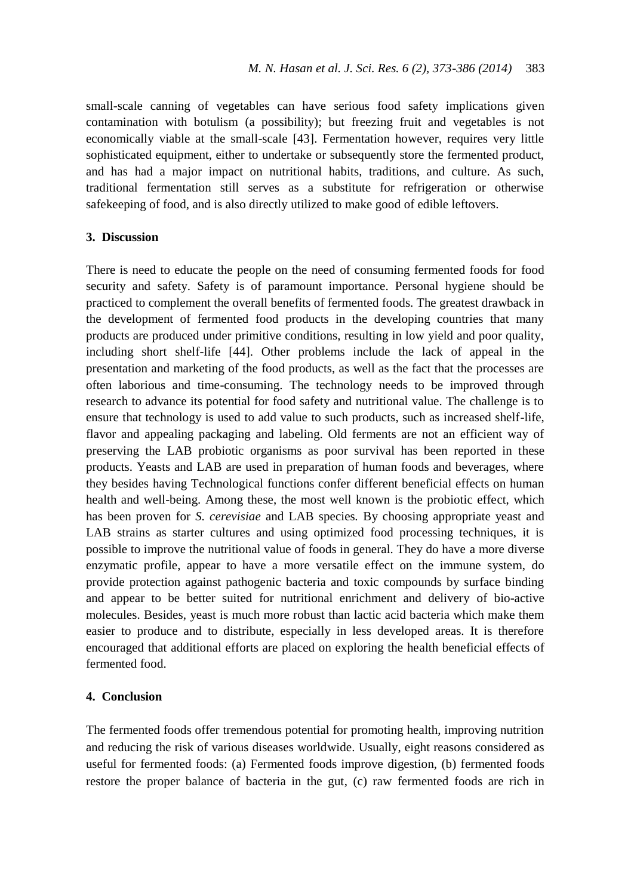small-scale canning of vegetables can have serious food safety implications given contamination with botulism (a possibility); but freezing fruit and vegetables is not economically viable at the small-scale [43]. Fermentation however, requires very little sophisticated equipment, either to undertake or subsequently store the fermented product, and has had a major impact on nutritional habits, traditions, and culture. As such, traditional fermentation still serves as a substitute for refrigeration or otherwise safekeeping of food, and is also directly utilized to make good of edible leftovers.

## 3. Discussion

There is need to educate the people on the need of consuming fermented foods for food security and safety. Safety is of paramount importance. Personal hygiene should be practiced to complement the overall benefits of fermented foods. The greatest drawback in the development of fermented food products in the developing countries that many products are produced under primitive conditions, resulting in low yield and poor quality, including short shelf-life [44]. Other problems include the lack of appeal in the presentation and marketing of the food products, as well as the fact that the processes are often laborious and time-consuming. The technology needs to be improved through research to advance its potential for food safety and nutritional value. The challenge is to ensure that technology is used to add value to such products, such as increased shelf-life, flavor and appealing packaging and labeling. Old ferments are not an efficient way of preserving the LAB probiotic organisms as poor survival has been reported in these products. Yeasts and LAB are used in preparation of human foods and beverages, where they besides having Technological functions confer different beneficial effects on human health and well-being. Among these, the most well known is the probiotic effect, which has been proven for *S. cerevisiae* and LAB species. By choosing appropriate yeast and LAB strains as starter cultures and using optimized food processing techniques, it is possible to improve the nutritional value of foods in general. They do have a more diverse enzymatic profile, appear to have a more versatile effect on the immune system, do provide protection against pathogenic bacteria and toxic compounds by surface binding and appear to be better suited for nutritional enrichment and delivery of bio-active molecules. Besides, yeast is much more robust than lactic acid bacteria which make them easier to produce and to distribute, especially in less developed areas. It is therefore encouraged that additional efforts are placed on exploring the health beneficial effects of fermented food.

## 4. Conclusion

The fermented foods offer tremendous potential for promoting health, improving nutrition and reducing the risk of various diseases worldwide. Usually, eight reasons considered as useful for fermented foods: (a) Fermented foods improve digestion, (b) fermented foods restore the proper balance of bacteria in the gut, (c) raw fermented foods are rich in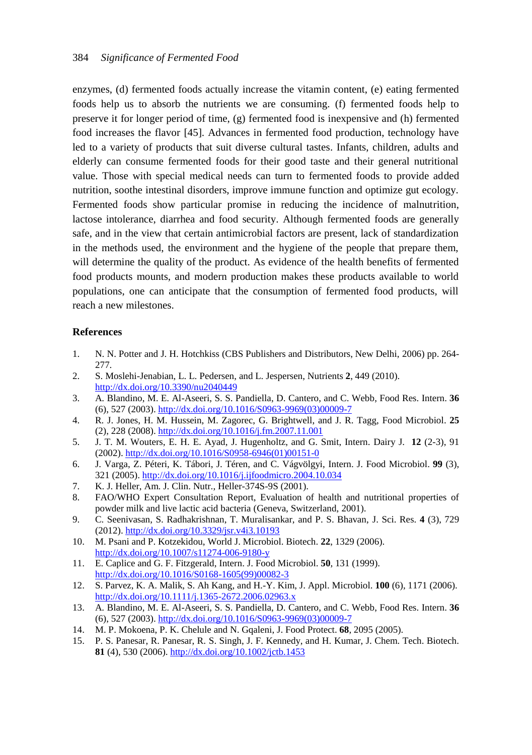enzymes, (d) fermented foods actually increase the vitamin content, (e) eating fermented foods help us to absorb the nutrients we are consuming. (f) fermented foods help to preserve it for longer period of time, (g) fermented food is inexpensive and (h) fermented food increases the flavor [45]. Advances in fermented food production, technology have led to a variety of products that suit diverse cultural tastes. Infants, children, adults and elderly can consume fermented foods for their good taste and their general nutritional value. Those with special medical needs can turn to fermented foods to provide added nutrition, soothe intestinal disorders, improve immune function and optimize gut ecology. Fermented foods show particular promise in reducing the incidence of malnutrition, lactose intolerance, diarrhea and food security. Although fermented foods are generally safe, and in the view that certain antimicrobial factors are present, lack of standardization in the methods used, the environment and the hygiene of the people that prepare them, will determine the quality of the product. As evidence of the health benefits of fermented food products mounts, and modern production makes these products available to world populations, one can anticipate that the consumption of fermented food products, will reach a new milestones.

## References

1. N. N. Potter and J. H. Hotchkiss (CBS Publishers and Distributors, New Delhi, 2006) pp. 264-277.
2. S. Moslehi-Jenabian, L. L. Pedersen, and L. Jespersen, Nutrients **2**, 449 (2010). http://dx.doi.org/10.3390/nu2040449
3. A. Blandino, M. E. Al-Aseeri, S. S. Pandiella, D. Cantero, and C. Webb, Food Res. Intern. **36** (6), 527 (2003). http://dx.doi.org/10.1016/S0963-9969(03)00009-7
4. R. J. Jones, H. M. Hussein, M. Zagorec, G. Brightwell, and J. R. Tagg, Food Microbiol. **25** (2), 228 (2008). http://dx.doi.org/10.1016/j.fm.2007.11.001
5. J. T. M. Wouters, E. H. E. Ayad, J. Hugenholtz, and G. Smit, Intern. Dairy J. **12** (2-3), 91 (2002). http://dx.doi.org/10.1016/S0958-6946(01)00151-0
6. J. Varga, Z. Péteri, K. Tábori, J. Téren, and C. Vágvölgyi, Intern. J. Food Microbiol. **99** (3), 321 (2005). http://dx.doi.org/10.1016/j.ijfoodmicro.2004.10.034
7. K. J. Heller, Am. J. Clin. Nutr., Heller-374S-9S (2001).
8. FAO/WHO Expert Consultation Report, Evaluation of health and nutritional properties of powder milk and live lactic acid bacteria (Geneva, Switzerland, 2001).
9. C. Seenivasan, S. Radhakrishnan, T. Muralisankar, and P. S. Bhavan, J. Sci. Res. **4** (3), 729 (2012). http://dx.doi.org/10.3329/jsr.v4i3.10193
10. M. Psani and P. Kotzekidou, World J. Microbiol. Biotech. **22**, 1329 (2006). http://dx.doi.org/10.1007/s11274-006-9180-y
11. E. Caplice and G. F. Fitzgerald, Intern. J. Food Microbiol. **50**, 131 (1999). http://dx.doi.org/10.1016/S0168-1605(99)00082-3
12. S. Parvez, K. A. Malik, S. Ah Kang, and H.-Y. Kim, J. Appl. Microbiol. **100** (6), 1171 (2006). http://dx.doi.org/10.1111/j.1365-2672.2006.02963.x
13. A. Blandino, M. E. Al-Aseeri, S. S. Pandiella, D. Cantero, and C. Webb, Food Res. Intern. **36** (6), 527 (2003). http://dx.doi.org/10.1016/S0963-9969(03)00009-7
14. M. P. Mokoena, P. K. Chelule and N. Gqaleni, J. Food Protect. **68**, 2095 (2005).
15. P. S. Panesar, R. Panesar, R. S. Singh, J. F. Kennedy, and H. Kumar, J. Chem. Tech. Biotech. **81** (4), 530 (2006). http://dx.doi.org/10.1002/jctb.1453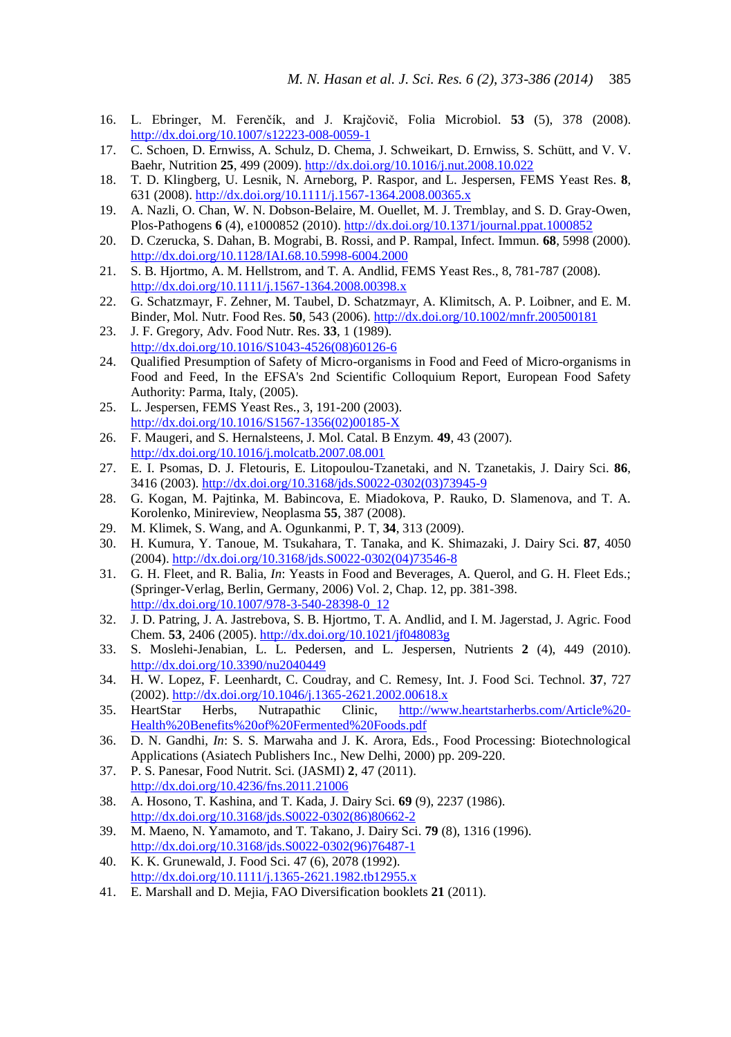16. L. Ebringer, M. Ferenčík, and J. Krajčovič, Folia Microbiol. **53** (5), 378 (2008). http://dx.doi.org/10.1007/s12223-008-0059-1
17. C. Schoen, D. Ernwiss, A. Schulz, D. Chema, J. Schweikart, D. Ernwiss, S. Schütt, and V. V. Baehr, Nutrition **25**, 499 (2009). http://dx.doi.org/10.1016/j.nut.2008.10.022
18. T. D. Klingberg, U. Lesnik, N. Arneborg, P. Raspor, and L. Jespersen, FEMS Yeast Res. **8**, 631 (2008). http://dx.doi.org/10.1111/j.1567-1364.2008.00365.x
19. A. Nazli, O. Chan, W. N. Dobson-Belaire, M. Ouellet, M. J. Tremblay, and S. D. Gray-Owen, Plos-Pathogens **6** (4), e1000852 (2010). http://dx.doi.org/10.1371/journal.ppat.1000852
20. D. Czerucka, S. Dahan, B. Mograbi, B. Rossi, and P. Rampal, Infect. Immun. **68**, 5998 (2000). http://dx.doi.org/10.1128/IAI.68.10.5998-6004.2000
21. S. B. Hjortmo, A. M. Hellstrom, and T. A. Andlid, FEMS Yeast Res., 8, 781-787 (2008). http://dx.doi.org/10.1111/j.1567-1364.2008.00398.x
22. G. Schatzmayr, F. Zehner, M. Taubel, D. Schatzmayr, A. Klimitsch, A. P. Loibner, and E. M. Binder, Mol. Nutr. Food Res. **50**, 543 (2006). http://dx.doi.org/10.1002/mnfr.200500181
23. J. F. Gregory, Adv. Food Nutr. Res. **33**, 1 (1989). http://dx.doi.org/10.1016/S1043-4526(08)60126-6
24. Qualified Presumption of Safety of Micro-organisms in Food and Feed of Micro-organisms in Food and Feed, In the EFSA's 2nd Scientific Colloquium Report, European Food Safety Authority: Parma, Italy, (2005).
25. L. Jespersen, FEMS Yeast Res., 3, 191-200 (2003). http://dx.doi.org/10.1016/S1567-1356(02)00185-X
26. F. Maugeri, and S. Hernalsteens, J. Mol. Catal. B Enzym. **49**, 43 (2007). http://dx.doi.org/10.1016/j.molcatb.2007.08.001
27. E. I. Psomas, D. J. Fletouris, E. Litopoulou-Tzanetaki, and N. Tzanetakis, J. Dairy Sci. **86**, 3416 (2003). http://dx.doi.org/10.3168/jds.S0022-0302(03)73945-9
28. G. Kogan, M. Pajtinka, M. Babincova, E. Miadokova, P. Rauko, D. Slamenova, and T. A. Korolenko, Minireview, Neoplasma **55**, 387 (2008).
29. M. Klimek, S. Wang, and A. Ogunkanmi, P. T, **34**, 313 (2009).
30. H. Kumura, Y. Tanoue, M. Tsukahara, T. Tanaka, and K. Shimazaki, J. Dairy Sci. **87**, 4050 (2004). http://dx.doi.org/10.3168/jds.S0022-0302(04)73546-8
31. G. H. Fleet, and R. Balia, *In*: Yeasts in Food and Beverages, A. Querol, and G. H. Fleet Eds.; (Springer-Verlag, Berlin, Germany, 2006) Vol. 2, Chap. 12, pp. 381-398. http://dx.doi.org/10.1007/978-3-540-28398-0_12
32. J. D. Patring, J. A. Jastrebova, S. B. Hjortmo, T. A. Andlid, and I. M. Jagerstad, J. Agric. Food Chem. **53**, 2406 (2005). http://dx.doi.org/10.1021/jf048083g
33. S. Moslehi-Jenabian, L. L. Pedersen, and L. Jespersen, Nutrients **2** (4), 449 (2010). http://dx.doi.org/10.3390/nu2040449
34. H. W. Lopez, F. Leenhardt, C. Coudray, and C. Remesy, Int. J. Food Sci. Technol. **37**, 727 (2002). http://dx.doi.org/10.1046/j.1365-2621.2002.00618.x
35. HeartStar Herbs, Nutrapathic Clinic, http://www.heartstarherbs.com/Article%20-Health%20Benefits%20of%20Fermented%20Foods.pdf
36. D. N. Gandhi, *In*: S. S. Marwaha and J. K. Arora, Eds., Food Processing: Biotechnological Applications (Asiatech Publishers Inc., New Delhi, 2000) pp. 209-220.
37. P. S. Panesar, Food Nutrit. Sci. (JASMI) **2**, 47 (2011). http://dx.doi.org/10.4236/fns.2011.21006
38. A. Hosono, T. Kashina, and T. Kada, J. Dairy Sci. **69** (9), 2237 (1986). http://dx.doi.org/10.3168/jds.S0022-0302(86)80662-2
39. M. Maeno, N. Yamamoto, and T. Takano, J. Dairy Sci. **79** (8), 1316 (1996). http://dx.doi.org/10.3168/jds.S0022-0302(96)76487-1
40. K. K. Grunewald, J. Food Sci. 47 (6), 2078 (1992). http://dx.doi.org/10.1111/j.1365-2621.1982.tb12955.x
41. E. Marshall and D. Mejia, FAO Diversification booklets **21** (2011).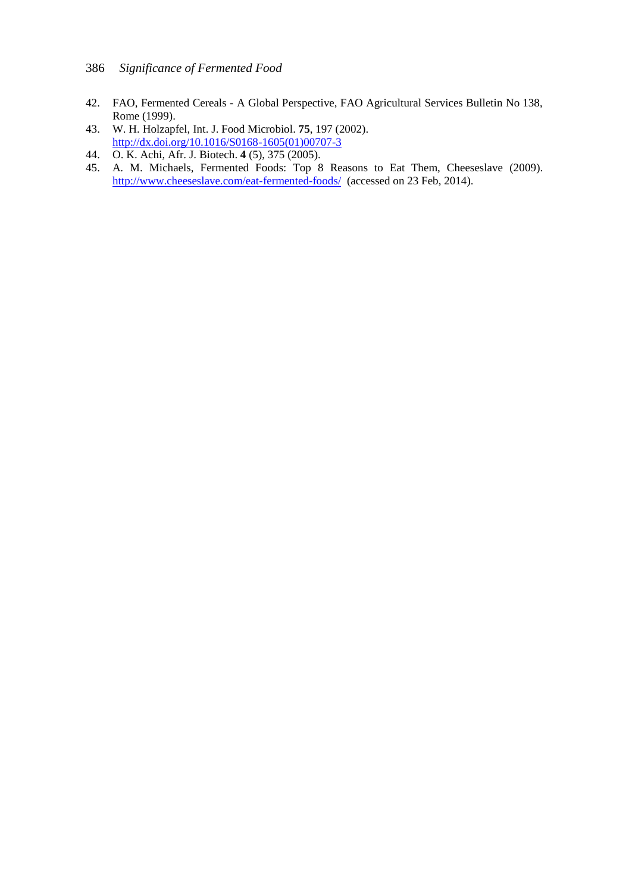42. FAO, Fermented Cereals - A Global Perspective, FAO Agricultural Services Bulletin No 138, Rome (1999).
43. W. H. Holzapfel, Int. J. Food Microbiol. **75**, 197 (2002). http://dx.doi.org/10.1016/S0168-1605(01)00707-3
44. O. K. Achi, Afr. J. Biotech. **4** (5), 375 (2005).
45. A. M. Michaels, Fermented Foods: Top 8 Reasons to Eat Them, Cheeseslave (2009). http://www.cheeseslave.com/eat-fermented-foods/ (accessed on 23 Feb, 2014).